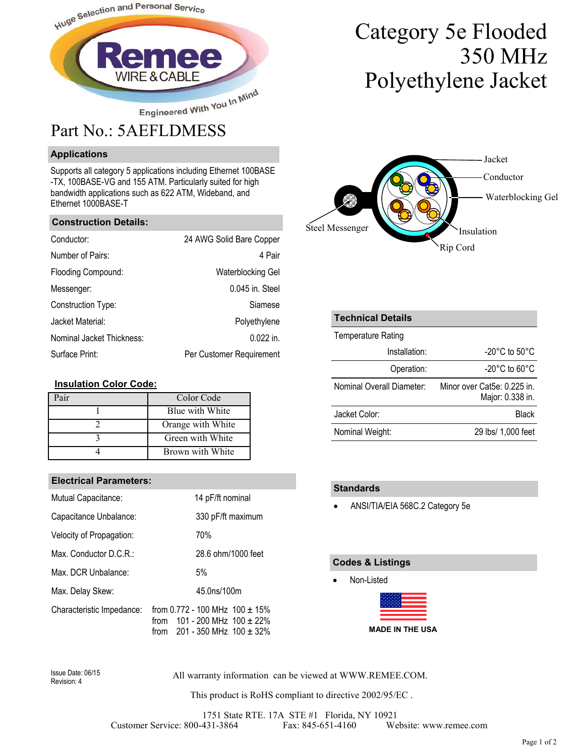Huge Selection and Personal Service

**Remee** WIRE & CABLE

Engineered With You In Mind

# Category 5e Flooded 350 MHz Polyethylene Jacket

## Part No.: 5AEFLDMESS

### Applications

Supports all category 5 applications including Ethernet 100BASE-TX, 100BASE-VG and 155 ATM. Particularly suited for high bandwidth applications such as 622 ATM, Wideband, and Ethernet 1000BASE-T

### Construction Details:

| | |
|---|---|
| Conductor: | 24 AWG Solid Bare Copper |
| Number of Pairs: | 4 Pair |
| Flooding Compound: | Waterblocking Gel |
| Messenger: | 0.045 in. Steel |
| Construction Type: | Siamese |
| Jacket Material: | Polyethylene |
| Nominal Jacket Thickness: | 0.022 in. |
| Surface Print: | Per Customer Requirement |

Jacket, Conductor, Waterblocking Gel, Steel Messenger, Insulation, Rip Cord

### Insulation Color Code:

| Pair | Color Code |
|---|---|
| 1 | Blue with White |
| 2 | Orange with White |
| 3 | Green with White |
| 4 | Brown with White |

### Technical Details

| | |
|---|---|
| Temperature Rating | |
| Installation: | -20°C to 50°C |
| Operation: | -20°C to 60°C |
| Nominal Overall Diameter: | Minor over Cat5e: 0.225 in. Major: 0.338 in. |
| Jacket Color: | Black |
| Nominal Weight: | 29 lbs/ 1,000 feet |

### Electrical Parameters:

| | |
|---|---|
| Mutual Capacitance: | 14 pF/ft nominal |
| Capacitance Unbalance: | 330 pF/ft maximum |
| Velocity of Propagation: | 70% |
| Max. Conductor D.C.R.: | 28.6 ohm/1000 feet |
| Max. DCR Unbalance: | 5% |
| Max. Delay Skew: | 45.0ns/100m |
| Characteristic Impedance: | from 0.772 - 100 MHz 100 ± 15%<br>from 101 - 200 MHz 100 ± 22%<br>from 201 - 350 MHz 100 ± 32% |

### Standards

- ANSI/TIA/EIA 568C.2 Category 5e

### Codes & Listings

- Non-Listed

MADE IN THE USA

Issue Date: 06/15
Revision: 4

All warranty information can be viewed at WWW.REMEE.COM.

This product is RoHS compliant to directive 2002/95/EC .

1751 State RTE. 17A STE #1 Florida, NY 10921
Customer Service: 800-431-3864 Fax: 845-651-4160 Website: www.remee.com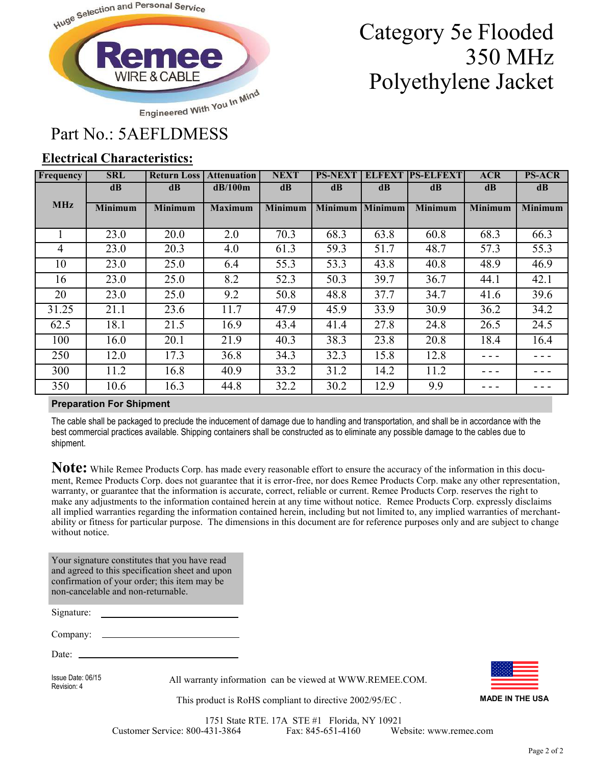Huge Selection and Personal Service

Remee WIRE & CABLE

Engineered With You In Mind

# Category 5e Flooded 350 MHz Polyethylene Jacket

## Part No.: 5AEFLDMESS

### Electrical Characteristics:

| Frequency | SRL | Return Loss | Attenuation | NEXT | PS-NEXT | ELFEXT | PS-ELFEXT | ACR | PS-ACR |
|---|---|---|---|---|---|---|---|---|---|
| | dB | dB | dB/100m | dB | dB | dB | dB | dB | dB |
| MHz | Minimum | Minimum | Maximum | Minimum | Minimum | Minimum | Minimum | Minimum | Minimum |
| 1 | 23.0 | 20.0 | 2.0 | 70.3 | 68.3 | 63.8 | 60.8 | 68.3 | 66.3 |
| 4 | 23.0 | 20.3 | 4.0 | 61.3 | 59.3 | 51.7 | 48.7 | 57.3 | 55.3 |
| 10 | 23.0 | 25.0 | 6.4 | 55.3 | 53.3 | 43.8 | 40.8 | 48.9 | 46.9 |
| 16 | 23.0 | 25.0 | 8.2 | 52.3 | 50.3 | 39.7 | 36.7 | 44.1 | 42.1 |
| 20 | 23.0 | 25.0 | 9.2 | 50.8 | 48.8 | 37.7 | 34.7 | 41.6 | 39.6 |
| 31.25 | 21.1 | 23.6 | 11.7 | 47.9 | 45.9 | 33.9 | 30.9 | 36.2 | 34.2 |
| 62.5 | 18.1 | 21.5 | 16.9 | 43.4 | 41.4 | 27.8 | 24.8 | 26.5 | 24.5 |
| 100 | 16.0 | 20.1 | 21.9 | 40.3 | 38.3 | 23.8 | 20.8 | 18.4 | 16.4 |
| 250 | 12.0 | 17.3 | 36.8 | 34.3 | 32.3 | 15.8 | 12.8 | - - - | - - - |
| 300 | 11.2 | 16.8 | 40.9 | 33.2 | 31.2 | 14.2 | 11.2 | - - - | - - - |
| 350 | 10.6 | 16.3 | 44.8 | 32.2 | 30.2 | 12.9 | 9.9 | - - - | - - - |

**Preparation For Shipment**

The cable shall be packaged to preclude the inducement of damage due to handling and transportation, and shall be in accordance with the best commercial practices available. Shipping containers shall be constructed as to eliminate any possible damage to the cables due to shipment.

**Note:** While Remee Products Corp. has made every reasonable effort to ensure the accuracy of the information in this document, Remee Products Corp. does not guarantee that it is error-free, nor does Remee Products Corp. make any other representation, warranty, or guarantee that the information is accurate, correct, reliable or current. Remee Products Corp. reserves the right to make any adjustments to the information contained herein at any time without notice. Remee Products Corp. expressly disclaims all implied warranties regarding the information contained herein, including but not limited to, any implied warranties of merchantability or fitness for particular purpose. The dimensions in this document are for reference purposes only and are subject to change without notice.

Your signature constitutes that you have read and agreed to this specification sheet and upon confirmation of your order; this item may be non-cancelable and non-returnable.

Signature: ______________________

Company: ______________________

Date: ______________________

Issue Date: 06/15
Revision: 4

All warranty information can be viewed at WWW.REMEE.COM.

This product is RoHS compliant to directive 2002/95/EC .

MADE IN THE USA

1751 State RTE. 17A STE #1 Florida, NY 10921
Customer Service: 800-431-3864 Fax: 845-651-4160 Website: www.remee.com